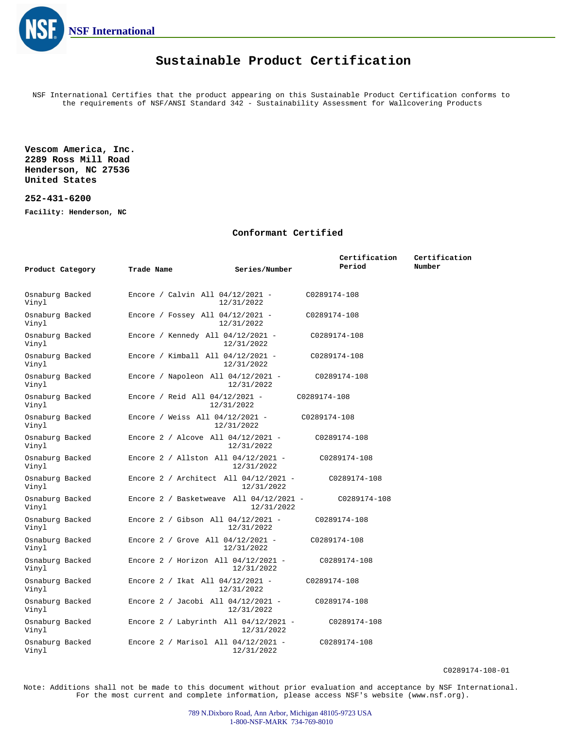NSF International

# Sustainable Product Certification

NSF International Certifies that the product appearing on this Sustainable Product Certification conforms to the requirements of NSF/ANSI Standard 342 - Sustainability Assessment for Wallcovering Products

**Vescom America, Inc.**
**2289 Ross Mill Road**
**Henderson, NC 27536**
**United States**

**252-431-6200**

**Facility: Henderson, NC**

## Conformant Certified

| Product Category | Trade Name | Series/Number | Certification Period | Certification Number |
|---|---|---|---|---|
| Osnaburg Backed Vinyl | Encore / Calvin | All | 04/12/2021 - 12/31/2022 | C0289174-108 |
| Osnaburg Backed Vinyl | Encore / Fossey | All | 04/12/2021 - 12/31/2022 | C0289174-108 |
| Osnaburg Backed Vinyl | Encore / Kennedy | All | 04/12/2021 - 12/31/2022 | C0289174-108 |
| Osnaburg Backed Vinyl | Encore / Kimball | All | 04/12/2021 - 12/31/2022 | C0289174-108 |
| Osnaburg Backed Vinyl | Encore / Napoleon | All | 04/12/2021 - 12/31/2022 | C0289174-108 |
| Osnaburg Backed Vinyl | Encore / Reid | All | 04/12/2021 - 12/31/2022 | C0289174-108 |
| Osnaburg Backed Vinyl | Encore / Weiss | All | 04/12/2021 - 12/31/2022 | C0289174-108 |
| Osnaburg Backed Vinyl | Encore 2 / Alcove | All | 04/12/2021 - 12/31/2022 | C0289174-108 |
| Osnaburg Backed Vinyl | Encore 2 / Allston | All | 04/12/2021 - 12/31/2022 | C0289174-108 |
| Osnaburg Backed Vinyl | Encore 2 / Architect | All | 04/12/2021 - 12/31/2022 | C0289174-108 |
| Osnaburg Backed Vinyl | Encore 2 / Basketweave | All | 04/12/2021 - 12/31/2022 | C0289174-108 |
| Osnaburg Backed Vinyl | Encore 2 / Gibson | All | 04/12/2021 - 12/31/2022 | C0289174-108 |
| Osnaburg Backed Vinyl | Encore 2 / Grove | All | 04/12/2021 - 12/31/2022 | C0289174-108 |
| Osnaburg Backed Vinyl | Encore 2 / Horizon | All | 04/12/2021 - 12/31/2022 | C0289174-108 |
| Osnaburg Backed Vinyl | Encore 2 / Ikat | All | 04/12/2021 - 12/31/2022 | C0289174-108 |
| Osnaburg Backed Vinyl | Encore 2 / Jacobi | All | 04/12/2021 - 12/31/2022 | C0289174-108 |
| Osnaburg Backed Vinyl | Encore 2 / Labyrinth | All | 04/12/2021 - 12/31/2022 | C0289174-108 |
| Osnaburg Backed Vinyl | Encore 2 / Marisol | All | 04/12/2021 - 12/31/2022 | C0289174-108 |

C0289174-108-01

Note: Additions shall not be made to this document without prior evaluation and acceptance by NSF International. For the most current and complete information, please access NSF's website (www.nsf.org).

789 N.Dixboro Road, Ann Arbor, Michigan 48105-9723 USA
1-800-NSF-MARK 734-769-8010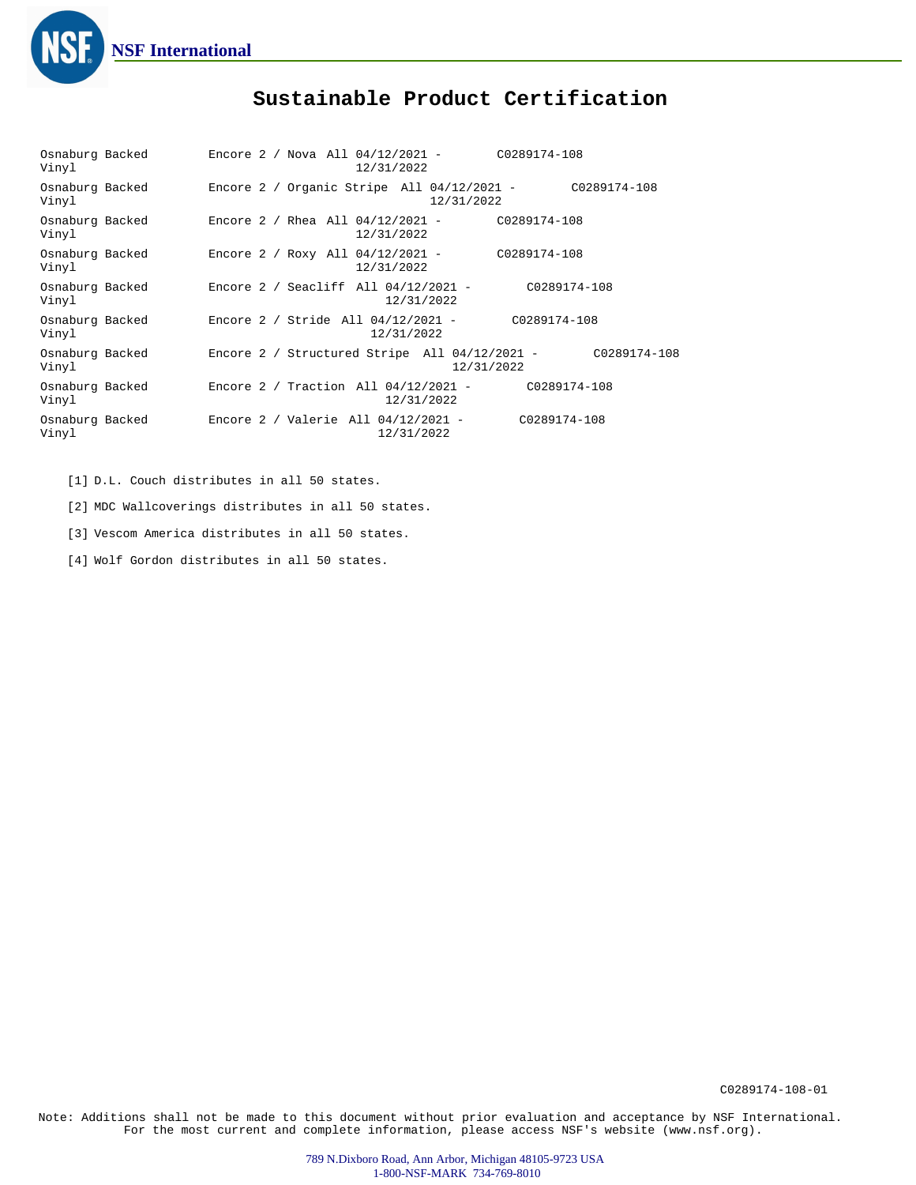# Sustainable Product Certification

| | | | | |
|---|---|---|---|---|
| Osnaburg Backed Vinyl | Encore 2 / Nova | All | 04/12/2021 - 12/31/2022 | C0289174-108 |
| Osnaburg Backed Vinyl | Encore 2 / Organic Stripe | All | 04/12/2021 - 12/31/2022 | C0289174-108 |
| Osnaburg Backed Vinyl | Encore 2 / Rhea | All | 04/12/2021 - 12/31/2022 | C0289174-108 |
| Osnaburg Backed Vinyl | Encore 2 / Roxy | All | 04/12/2021 - 12/31/2022 | C0289174-108 |
| Osnaburg Backed Vinyl | Encore 2 / Seacliff | All | 04/12/2021 - 12/31/2022 | C0289174-108 |
| Osnaburg Backed Vinyl | Encore 2 / Stride | All | 04/12/2021 - 12/31/2022 | C0289174-108 |
| Osnaburg Backed Vinyl | Encore 2 / Structured Stripe | All | 04/12/2021 - 12/31/2022 | C0289174-108 |
| Osnaburg Backed Vinyl | Encore 2 / Traction | All | 04/12/2021 - 12/31/2022 | C0289174-108 |
| Osnaburg Backed Vinyl | Encore 2 / Valerie | All | 04/12/2021 - 12/31/2022 | C0289174-108 |

[1] D.L. Couch distributes in all 50 states.

[2] MDC Wallcoverings distributes in all 50 states.

[3] Vescom America distributes in all 50 states.

[4] Wolf Gordon distributes in all 50 states.

C0289174-108-01

Note: Additions shall not be made to this document without prior evaluation and acceptance by NSF International.
For the most current and complete information, please access NSF's website (www.nsf.org).